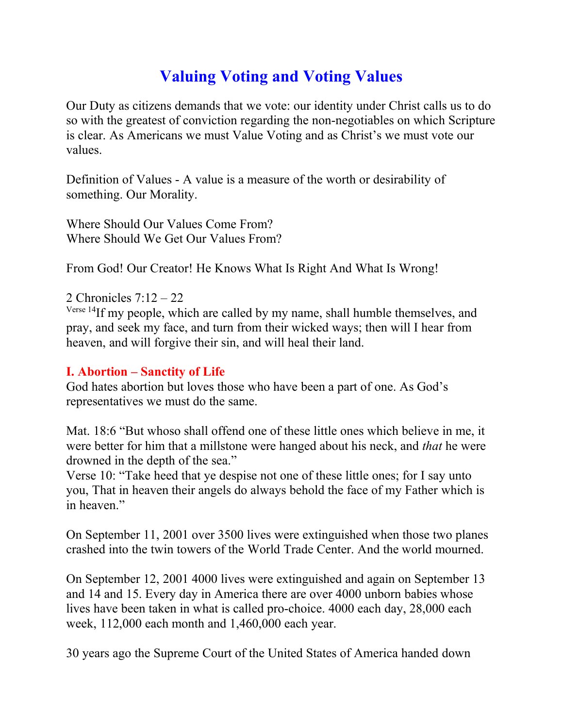# Valuing Voting and Voting Values

Our Duty as citizens demands that we vote: our identity under Christ calls us to do so with the greatest of conviction regarding the non-negotiables on which Scripture is clear. As Americans we must Value Voting and as Christ's we must vote our values.

Definition of Values - A value is a measure of the worth or desirability of something. Our Morality.

Where Should Our Values Come From?
Where Should We Get Our Values From?

From God! Our Creator! He Knows What Is Right And What Is Wrong!

2 Chronicles 7:12 – 22
Verse 14 If my people, which are called by my name, shall humble themselves, and pray, and seek my face, and turn from their wicked ways; then will I hear from heaven, and will forgive their sin, and will heal their land.

### I. Abortion – Sanctity of Life

God hates abortion but loves those who have been a part of one. As God's representatives we must do the same.

Mat. 18:6 "But whoso shall offend one of these little ones which believe in me, it were better for him that a millstone were hanged about his neck, and *that* he were drowned in the depth of the sea."
Verse 10: "Take heed that ye despise not one of these little ones; for I say unto you, That in heaven their angels do always behold the face of my Father which is in heaven."

On September 11, 2001 over 3500 lives were extinguished when those two planes crashed into the twin towers of the World Trade Center. And the world mourned.

On September 12, 2001 4000 lives were extinguished and again on September 13 and 14 and 15. Every day in America there are over 4000 unborn babies whose lives have been taken in what is called pro-choice. 4000 each day, 28,000 each week, 112,000 each month and 1,460,000 each year.

30 years ago the Supreme Court of the United States of America handed down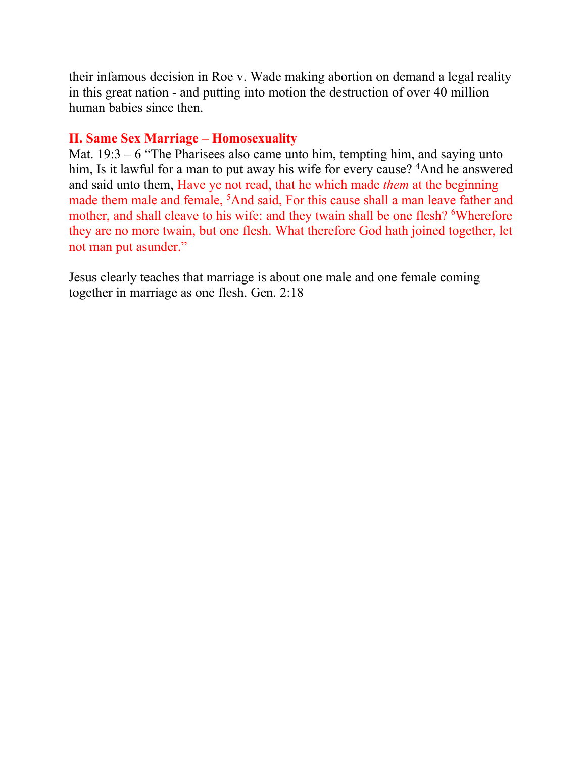their infamous decision in Roe v. Wade making abortion on demand a legal reality in this great nation - and putting into motion the destruction of over 40 million human babies since then.

## II. Same Sex Marriage – Homosexuality

Mat. 19:3 – 6 "The Pharisees also came unto him, tempting him, and saying unto him, Is it lawful for a man to put away his wife for every cause? [4]And he answered and said unto them, Have ye not read, that he which made *them* at the beginning made them male and female, [5]And said, For this cause shall a man leave father and mother, and shall cleave to his wife: and they twain shall be one flesh? [6]Wherefore they are no more twain, but one flesh. What therefore God hath joined together, let not man put asunder."

Jesus clearly teaches that marriage is about one male and one female coming together in marriage as one flesh. Gen. 2:18